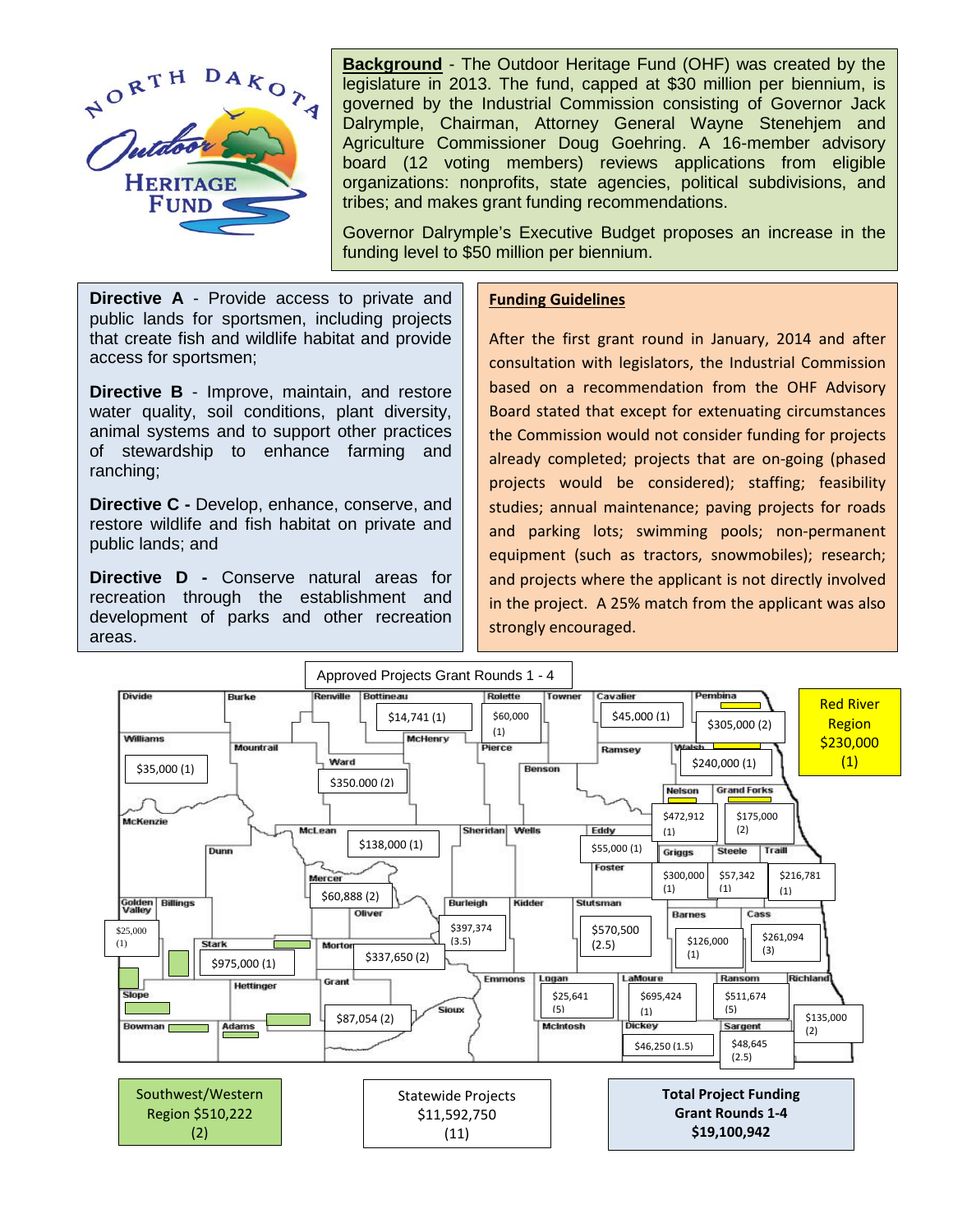NORTH DAKOTA Outdoor HERITAGE FUND

**Background** - The Outdoor Heritage Fund (OHF) was created by the legislature in 2013. The fund, capped at $30 million per biennium, is governed by the Industrial Commission consisting of Governor Jack Dalrymple, Chairman, Attorney General Wayne Stenehjem and Agriculture Commissioner Doug Goehring. A 16-member advisory board (12 voting members) reviews applications from eligible organizations: nonprofits, state agencies, political subdivisions, and tribes; and makes grant funding recommendations.

Governor Dalrymple's Executive Budget proposes an increase in the funding level to $50 million per biennium.

**Directive A** - Provide access to private and public lands for sportsmen, including projects that create fish and wildlife habitat and provide access for sportsmen;

**Directive B** - Improve, maintain, and restore water quality, soil conditions, plant diversity, animal systems and to support other practices of stewardship to enhance farming and ranching;

**Directive C -** Develop, enhance, conserve, and restore wildlife and fish habitat on private and public lands; and

**Directive D -** Conserve natural areas for recreation through the establishment and development of parks and other recreation areas.

**Funding Guidelines**

After the first grant round in January, 2014 and after consultation with legislators, the Industrial Commission based on a recommendation from the OHF Advisory Board stated that except for extenuating circumstances the Commission would not consider funding for projects already completed; projects that are on-going (phased projects would be considered); staffing; feasibility studies; annual maintenance; paving projects for roads and parking lots; swimming pools; non-permanent equipment (such as tractors, snowmobiles); research; and projects where the applicant is not directly involved in the project. A 25% match from the applicant was also strongly encouraged.

Approved Projects Grant Rounds 1 - 4

| County | Amount |
|---|---|
| Williams | $35,000 (1) |
| Bottineau | $14,741 (1) |
| Rolette | $60,000 (1) |
| Cavalier | $45,000 (1) |
| Pembina | $305,000 (2) |
| Ward | $350.000 (2) |
| Walsh | $240,000 (1) |
| Nelson | $472,912 (1) |
| Grand Forks | $175,000 (2) |
| McLean | $138,000 (1) |
| Eddy | $55,000 (1) |
| Griggs | $300,000 (1) |
| Steele | $57,342 (1) |
| Traill | $216,781 (1) |
| Mercer | $60,888 (2) |
| Golden Valley | $25,000 (1) |
| Stark | $975,000 (1) |
| Burleigh | $397,374 (3.5) |
| Morton | $337,650 (2) |
| Stutsman | $570,500 (2.5) |
| Barnes | $126,000 (1) |
| Cass | $261,094 (3) |
| Logan | $25,641 (5) |
| LaMoure | $695,424 (1) |
| Ransom | $511,674 (5) |
| Richland | $135,000 (2) |
| Grant | $87,054 (2) |
| Dickey | $46,250 (1.5) |
| Sargent | $48,645 (2.5) |

Red River Region $230,000 (1)

Southwest/Western Region $510,222 (2)

Statewide Projects $11,592,750 (11)

**Total Project Funding Grant Rounds 1-4 $19,100,942**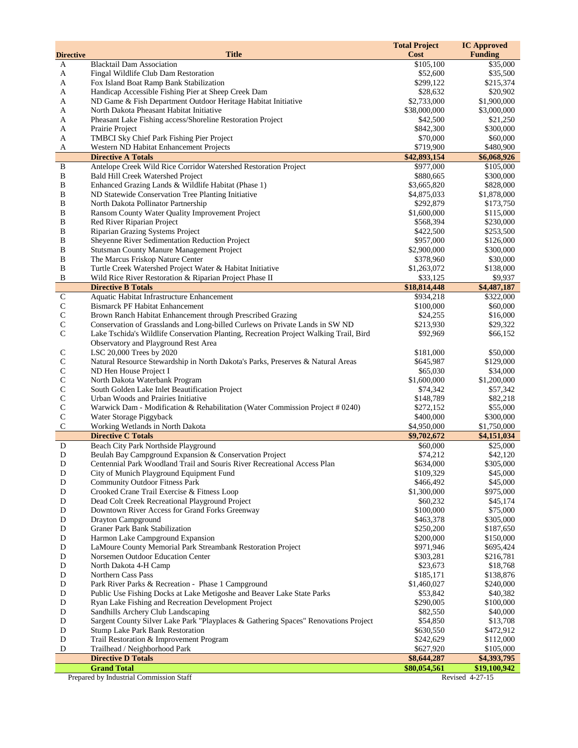| Directive | Title | Total Project Cost | IC Approved Funding |
|---|---|---|---|
| A | Blacktail Dam Association | $105,100 | $35,000 |
| A | Fingal Wildlife Club Dam Restoration | $52,600 | $35,500 |
| A | Fox Island Boat Ramp Bank Stabilization | $299,122 | $215,374 |
| A | Handicap Accessible Fishing Pier at Sheep Creek Dam | $28,632 | $20,902 |
| A | ND Game & Fish Department Outdoor Heritage Habitat Initiative | $2,733,000 | $1,900,000 |
| A | North Dakota Pheasant Habitat Initiative | $38,000,000 | $3,000,000 |
| A | Pheasant Lake Fishing access/Shoreline Restoration Project | $42,500 | $21,250 |
| A | Prairie Project | $842,300 | $300,000 |
| A | TMBCI Sky Chief Park Fishing Pier Project | $70,000 | $60,000 |
| A | Western ND Habitat Enhancement Projects | $719,900 | $480,900 |
| | **Directive A Totals** | **$42,893,154** | **$6,068,926** |
| B | Antelope Creek Wild Rice Corridor Watershed Restoration Project | $977,000 | $105,000 |
| B | Bald Hill Creek Watershed Project | $880,665 | $300,000 |
| B | Enhanced Grazing Lands & Wildlife Habitat (Phase 1) | $3,665,820 | $828,000 |
| B | ND Statewide Conservation Tree Planting Initiative | $4,875,033 | $1,878,000 |
| B | North Dakota Pollinator Partnership | $292,879 | $173,750 |
| B | Ransom County Water Quality Improvement Project | $1,600,000 | $115,000 |
| B | Red River Riparian Project | $568,394 | $230,000 |
| B | Riparian Grazing Systems Project | $422,500 | $253,500 |
| B | Sheyenne River Sedimentation Reduction Project | $957,000 | $126,000 |
| B | Stutsman County Manure Management Project | $2,900,000 | $300,000 |
| B | The Marcus Friskop Nature Center | $378,960 | $30,000 |
| B | Turtle Creek Watershed Project Water & Habitat Initiative | $1,263,072 | $138,000 |
| B | Wild Rice River Restoration & Riparian Project Phase II | $33,125 | $9,937 |
| | **Directive B Totals** | **$18,814,448** | **$4,487,187** |
| C | Aquatic Habitat Infrastructure Enhancement | $934,218 | $322,000 |
| C | Bismarck PF Habitat Enhancement | $100,000 | $60,000 |
| C | Brown Ranch Habitat Enhancement through Prescribed Grazing | $24,255 | $16,000 |
| C | Conservation of Grasslands and Long-billed Curlews on Private Lands in SW ND | $213,930 | $29,322 |
| C | Lake Tschida's Wildlife Conservation Planting, Recreation Project Walking Trail, Bird Observatory and Playground Rest Area | $92,969 | $66,152 |
| C | LSC 20,000 Trees by 2020 | $181,000 | $50,000 |
| C | Natural Resource Stewardship in North Dakota's Parks, Preserves & Natural Areas | $645,987 | $129,000 |
| C | ND Hen House Project I | $65,030 | $34,000 |
| C | North Dakota Waterbank Program | $1,600,000 | $1,200,000 |
| C | South Golden Lake Inlet Beautification Project | $74,342 | $57,342 |
| C | Urban Woods and Prairies Initiative | $148,789 | $82,218 |
| C | Warwick Dam - Modification & Rehabilitation (Water Commission Project # 0240) | $272,152 | $55,000 |
| C | Water Storage Piggyback | $400,000 | $300,000 |
| C | Working Wetlands in North Dakota | $4,950,000 | $1,750,000 |
| | **Directive C Totals** | **$9,702,672** | **$4,151,034** |
| D | Beach City Park Northside Playground | $60,000 | $25,000 |
| D | Beulah Bay Campground Expansion & Conservation Project | $74,212 | $42,120 |
| D | Centennial Park Woodland Trail and Souris River Recreational Access Plan | $634,000 | $305,000 |
| D | City of Munich Playground Equipment Fund | $109,329 | $45,000 |
| D | Community Outdoor Fitness Park | $466,492 | $45,000 |
| D | Crooked Crane Trail Exercise & Fitness Loop | $1,300,000 | $975,000 |
| D | Dead Colt Creek Recreational Playground Project | $60,232 | $45,174 |
| D | Downtown River Access for Grand Forks Greenway | $100,000 | $75,000 |
| D | Drayton Campground | $463,378 | $305,000 |
| D | Graner Park Bank Stabilization | $250,200 | $187,650 |
| D | Harmon Lake Campground Expansion | $200,000 | $150,000 |
| D | LaMoure County Memorial Park Streambank Restoration Project | $971,946 | $695,424 |
| D | Norsemen Outdoor Education Center | $303,281 | $216,781 |
| D | North Dakota 4-H Camp | $23,673 | $18,768 |
| D | Northern Cass Pass | $185,171 | $138,876 |
| D | Park River Parks & Recreation - Phase 1 Campground | $1,460,027 | $240,000 |
| D | Public Use Fishing Docks at Lake Metigoshe and Beaver Lake State Parks | $53,842 | $40,382 |
| D | Ryan Lake Fishing and Recreation Development Project | $290,005 | $100,000 |
| D | Sandhills Archery Club Landscaping | $82,550 | $40,000 |
| D | Sargent County Silver Lake Park "Playplaces & Gathering Spaces" Renovations Project | $54,850 | $13,708 |
| D | Stump Lake Park Bank Restoration | $630,550 | $472,912 |
| D | Trail Restoration & Improvement Program | $242,629 | $112,000 |
| D | Trailhead / Neighborhood Park | $627,920 | $105,000 |
| | **Directive D Totals** | **$8,644,287** | **$4,393,795** |
| | **Grand Total** | **$80,054,561** | **$19,100,942** |

Prepared by Industrial Commission Staff

Revised 4-27-15